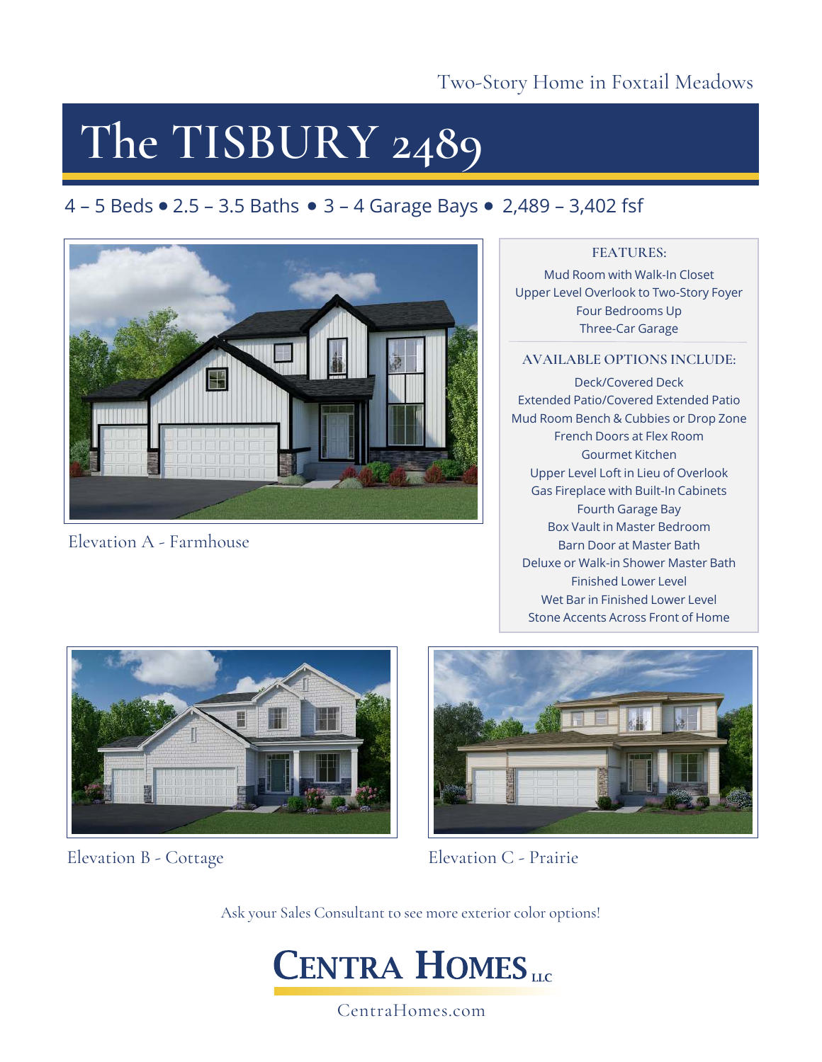Two-Story Home in Foxtail Meadows

# The TISBURY 2489

4 – 5 Beds • 2.5 – 3.5 Baths • 3 – 4 Garage Bays • 2,489 – 3,402 fsf

Elevation A - Farmhouse

**FEATURES:**

Mud Room with Walk-In Closet
Upper Level Overlook to Two-Story Foyer
Four Bedrooms Up
Three-Car Garage

**AVAILABLE OPTIONS INCLUDE:**

Deck/Covered Deck
Extended Patio/Covered Extended Patio
Mud Room Bench & Cubbies or Drop Zone
French Doors at Flex Room
Gourmet Kitchen
Upper Level Loft in Lieu of Overlook
Gas Fireplace with Built-In Cabinets
Fourth Garage Bay
Box Vault in Master Bedroom
Barn Door at Master Bath
Deluxe or Walk-in Shower Master Bath
Finished Lower Level
Wet Bar in Finished Lower Level
Stone Accents Across Front of Home

Elevation B - Cottage

Elevation C - Prairie

Ask your Sales Consultant to see more exterior color options!

**CENTRA HOMES LLC**

CentraHomes.com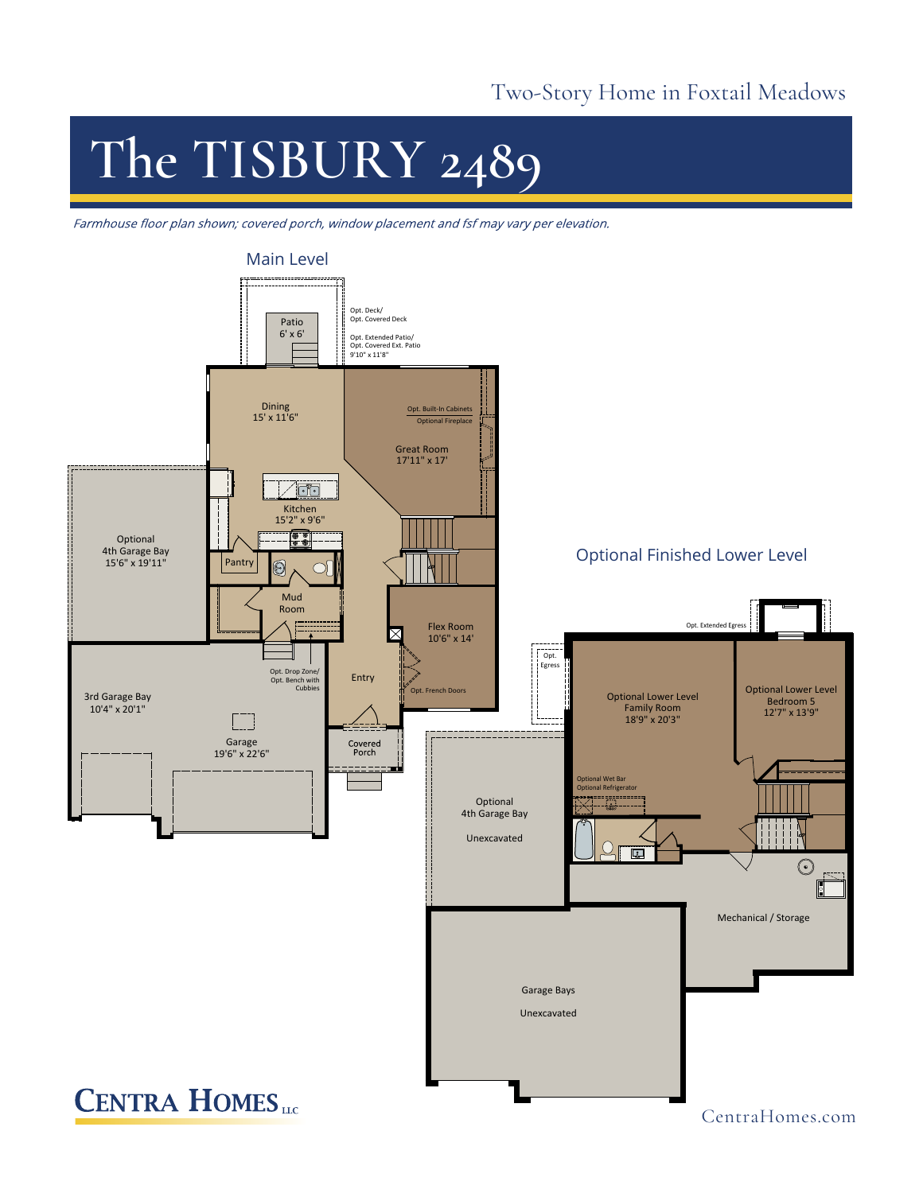Two-Story Home in Foxtail Meadows

# The TISBURY 2489

*Farmhouse floor plan shown; covered porch, window placement and fsf may vary per elevation.*

## Main Level

Patio
6' x 6'

Opt. Deck/
Opt. Covered Deck

Opt. Extended Patio/
Opt. Covered Ext. Patio
9'10" x 11'8"

Dining
15' x 11'6"

Opt. Built-In Cabinets
Optional Fireplace

Great Room
17'11" x 17'

Kitchen
15'2" x 9'6"

Optional
4th Garage Bay
15'6" x 19'11"

Pantry

Mud
Room

Flex Room
10'6" x 14'

Opt. Drop Zone/
Opt. Bench with
Cubbies

Entry

Opt. French Doors

3rd Garage Bay
10'4" x 20'1"

Garage
19'6" x 22'6"

Covered
Porch

## Optional Finished Lower Level

Opt. Extended Egress

Opt.
Egress

Optional Lower Level
Family Room
18'9" x 20'3"

Optional Lower Level
Bedroom 5
12'7" x 13'9"

Optional Wet Bar
Optional Refrigerator

Optional
4th Garage Bay

Unexcavated

Mechanical / Storage

Garage Bays

Unexcavated

CENTRA HOMES LLC

CentraHomes.com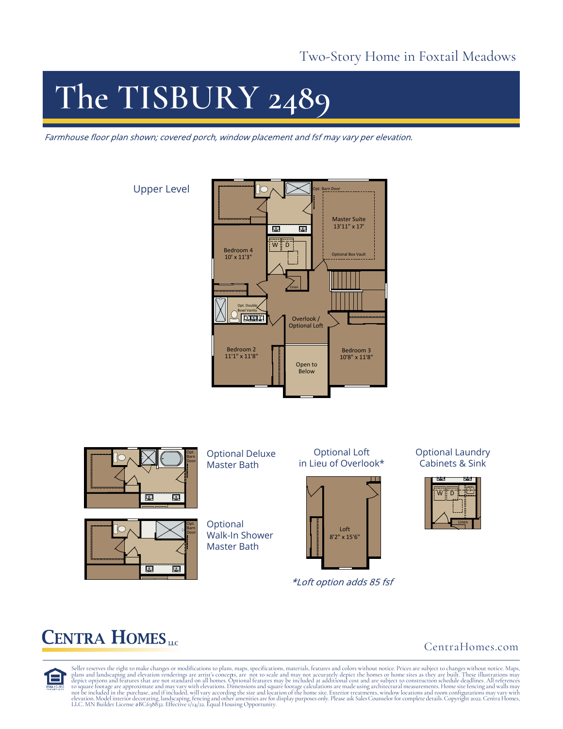Two-Story Home in Foxtail Meadows

# The TISBURY 2489

*Farmhouse floor plan shown; covered porch, window placement and fsf may vary per elevation.*

## Upper Level

Opt. Barn Door

Master Suite
13'11" x 17'

Optional Box Vault

Bedroom 4
10' x 11'3"

W D

Linen

Opt. Double Bowl Vanity

Overlook / Optional Loft

Bedroom 2
11'1" x 11'8"

Open to Below

Bedroom 3
10'8" x 11'8"

Optional Deluxe Master Bath

Opt. Barn Door

Optional Walk-In Shower Master Bath

Opt. Barn Door

Optional Loft in Lieu of Overlook*

Loft
8'2" x 15'6"

*\*Loft option adds 85 fsf*

Optional Laundry Cabinets & Sink

W D

Linen

CENTRA HOMES LLC

CentraHomes.com

Seller reserves the right to make changes or modifications to plans, maps, specifications, materials, features and colors without notice. Prices are subject to changes without notice. Maps, plans and landscaping and elevation renderings are artist's concepts, are not to scale and may not accurately depict the homes or home sites as they are built. These illustrations may depict options and features that are not standard on all homes. Optional features may be included at additional cost and are subject to construction schedule deadlines. All references to square footage are approximate and may vary with elevations. Dimensions and square footage calculations are made using architectural measurements. Home site fencing and walls may not be included in the purchase, and if included, will vary according the size and location of the home site. Exterior treatments, window locations and room configurations may vary with elevation. Model interior decorating, landscaping, fencing and other amenities are for display purposes only. Please ask Sales Counselor for complete details. Copyright 2022. Centra Homes, LLC. MN Builder License #BC638832. Effective 1/14/22. Equal Housing Opportunity.